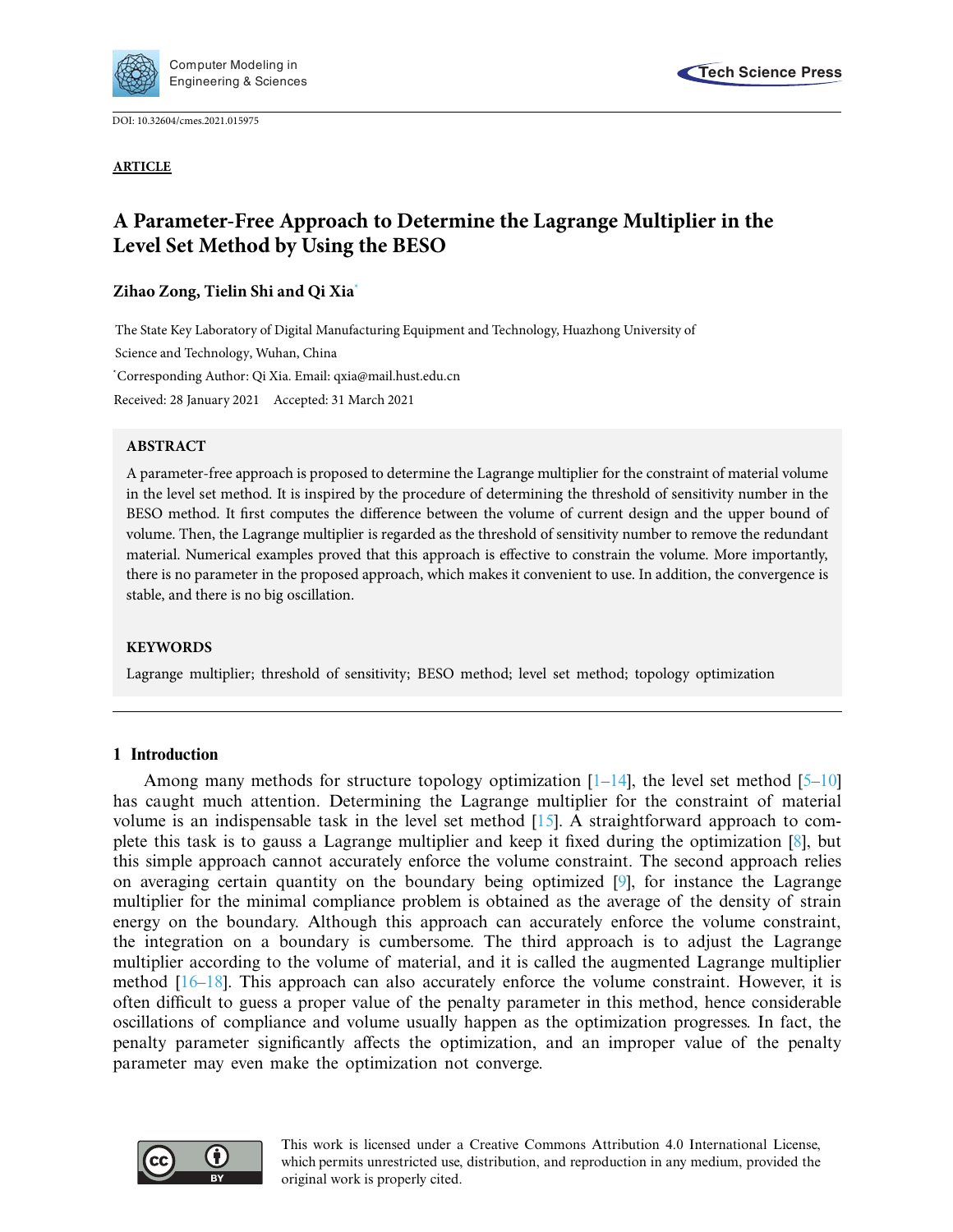DOI: 10.32604/cmes.2021.015975

**ARTICLE**

# A Parameter-Free Approach to Determine the Lagrange Multiplier in the Level Set Method by Using the BESO

**Zihao Zong, Tielin Shi and Qi Xia***

The State Key Laboratory of Digital Manufacturing Equipment and Technology, Huazhong University of Science and Technology, Wuhan, China

*Corresponding Author: Qi Xia. Email: qxia@mail.hust.edu.cn

Received: 28 January 2021 Accepted: 31 March 2021

## ABSTRACT

A parameter-free approach is proposed to determine the Lagrange multiplier for the constraint of material volume in the level set method. It is inspired by the procedure of determining the threshold of sensitivity number in the BESO method. It first computes the difference between the volume of current design and the upper bound of volume. Then, the Lagrange multiplier is regarded as the threshold of sensitivity number to remove the redundant material. Numerical examples proved that this approach is effective to constrain the volume. More importantly, there is no parameter in the proposed approach, which makes it convenient to use. In addition, the convergence is stable, and there is no big oscillation.

## KEYWORDS

Lagrange multiplier; threshold of sensitivity; BESO method; level set method; topology optimization

## 1 Introduction

Among many methods for structure topology optimization [1–14], the level set method [5–10] has caught much attention. Determining the Lagrange multiplier for the constraint of material volume is an indispensable task in the level set method [15]. A straightforward approach to complete this task is to gauss a Lagrange multiplier and keep it fixed during the optimization [8], but this simple approach cannot accurately enforce the volume constraint. The second approach relies on averaging certain quantity on the boundary being optimized [9], for instance the Lagrange multiplier for the minimal compliance problem is obtained as the average of the density of strain energy on the boundary. Although this approach can accurately enforce the volume constraint, the integration on a boundary is cumbersome. The third approach is to adjust the Lagrange multiplier according to the volume of material, and it is called the augmented Lagrange multiplier method [16–18]. This approach can also accurately enforce the volume constraint. However, it is often difficult to guess a proper value of the penalty parameter in this method, hence considerable oscillations of compliance and volume usually happen as the optimization progresses. In fact, the penalty parameter significantly affects the optimization, and an improper value of the penalty parameter may even make the optimization not converge.

This work is licensed under a Creative Commons Attribution 4.0 International License, which permits unrestricted use, distribution, and reproduction in any medium, provided the original work is properly cited.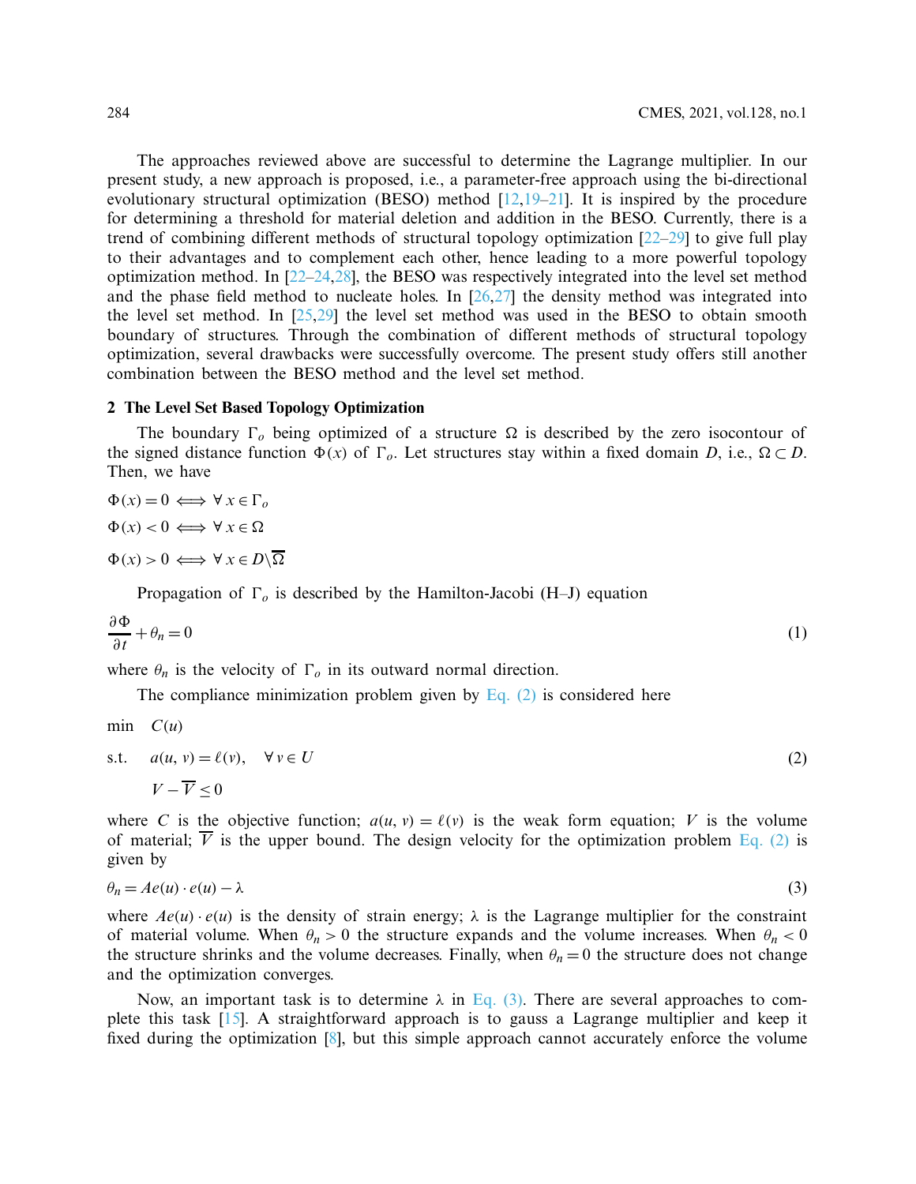The approaches reviewed above are successful to determine the Lagrange multiplier. In our present study, a new approach is proposed, i.e., a parameter-free approach using the bi-directional evolutionary structural optimization (BESO) method [12,19–21]. It is inspired by the procedure for determining a threshold for material deletion and addition in the BESO. Currently, there is a trend of combining different methods of structural topology optimization [22–29] to give full play to their advantages and to complement each other, hence leading to a more powerful topology optimization method. In [22–24,28], the BESO was respectively integrated into the level set method and the phase field method to nucleate holes. In [26,27] the density method was integrated into the level set method. In [25,29] the level set method was used in the BESO to obtain smooth boundary of structures. Through the combination of different methods of structural topology optimization, several drawbacks were successfully overcome. The present study offers still another combination between the BESO method and the level set method.

## 2 The Level Set Based Topology Optimization

The boundary $\Gamma_o$ being optimized of a structure $\Omega$ is described by the zero isocontour of the signed distance function $\Phi(x)$ of $\Gamma_o$. Let structures stay within a fixed domain $D$, i.e., $\Omega \subset D$. Then, we have

$$\Phi(x) = 0 \iff \forall\, x \in \Gamma_o$$

$$\Phi(x) < 0 \iff \forall\, x \in \Omega$$

$$\Phi(x) > 0 \iff \forall\, x \in D \backslash \overline{\Omega}$$

Propagation of $\Gamma_o$ is described by the Hamilton-Jacobi (H–J) equation

$$\frac{\partial \Phi}{\partial t} + \theta_n = 0 \tag{1}$$

where $\theta_n$ is the velocity of $\Gamma_o$ in its outward normal direction.

The compliance minimization problem given by Eq. (2) is considered here

$$\begin{aligned} \min \quad & C(u) \\ \text{s.t.} \quad & a(u, v) = \ell(v), \quad \forall\, v \in U \\ & V - \overline{V} \le 0 \end{aligned} \tag{2}$$

where $C$ is the objective function; $a(u, v) = \ell(v)$ is the weak form equation; $V$ is the volume of material; $\overline{V}$ is the upper bound. The design velocity for the optimization problem Eq. (2) is given by

$$\theta_n = Ae(u) \cdot e(u) - \lambda \tag{3}$$

where $Ae(u) \cdot e(u)$ is the density of strain energy; $\lambda$ is the Lagrange multiplier for the constraint of material volume. When $\theta_n > 0$ the structure expands and the volume increases. When $\theta_n < 0$ the structure shrinks and the volume decreases. Finally, when $\theta_n = 0$ the structure does not change and the optimization converges.

Now, an important task is to determine $\lambda$ in Eq. (3). There are several approaches to complete this task [15]. A straightforward approach is to gauss a Lagrange multiplier and keep it fixed during the optimization [8], but this simple approach cannot accurately enforce the volume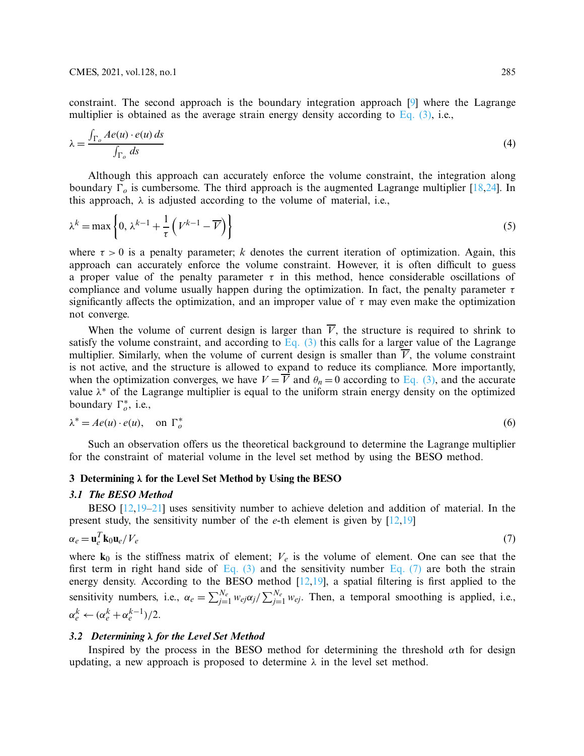constraint. The second approach is the boundary integration approach [9] where the Lagrange multiplier is obtained as the average strain energy density according to Eq. (3), i.e.,

$$\lambda = \frac{\int_{\Gamma_o} Ae(u) \cdot e(u)\, ds}{\int_{\Gamma_o} ds} \tag{4}$$

Although this approach can accurately enforce the volume constraint, the integration along boundary $\Gamma_o$ is cumbersome. The third approach is the augmented Lagrange multiplier [18,24]. In this approach, $\lambda$ is adjusted according to the volume of material, i.e.,

$$\lambda^k = \max\left\{0,\, \lambda^{k-1} + \frac{1}{\tau}\left(V^{k-1} - \overline{V}\right)\right\} \tag{5}$$

where $\tau > 0$ is a penalty parameter; $k$ denotes the current iteration of optimization. Again, this approach can accurately enforce the volume constraint. However, it is often difficult to guess a proper value of the penalty parameter $\tau$ in this method, hence considerable oscillations of compliance and volume usually happen during the optimization. In fact, the penalty parameter $\tau$ significantly affects the optimization, and an improper value of $\tau$ may even make the optimization not converge.

When the volume of current design is larger than $\overline{V}$, the structure is required to shrink to satisfy the volume constraint, and according to Eq. (3) this calls for a larger value of the Lagrange multiplier. Similarly, when the volume of current design is smaller than $\overline{V}$, the volume constraint is not active, and the structure is allowed to expand to reduce its compliance. More importantly, when the optimization converges, we have $V = \overline{V}$ and $\theta_n = 0$ according to Eq. (3), and the accurate value $\lambda^*$ of the Lagrange multiplier is equal to the uniform strain energy density on the optimized boundary $\Gamma_o^*$, i.e.,

$$\lambda^* = Ae(u) \cdot e(u), \quad \text{on } \Gamma_o^* \tag{6}$$

Such an observation offers us the theoretical background to determine the Lagrange multiplier for the constraint of material volume in the level set method by using the BESO method.

## 3 Determining λ for the Level Set Method by Using the BESO

### *3.1 The BESO Method*

BESO [12,19–21] uses sensitivity number to achieve deletion and addition of material. In the present study, the sensitivity number of the $e$-th element is given by [12,19]

$$\alpha_e = \mathbf{u}_e^T \mathbf{k}_0 \mathbf{u}_e / V_e \tag{7}$$

where $\mathbf{k}_0$ is the stiffness matrix of element; $V_e$ is the volume of element. One can see that the first term in right hand side of Eq. (3) and the sensitivity number Eq. (7) are both the strain energy density. According to the BESO method [12,19], a spatial filtering is first applied to the sensitivity numbers, i.e., $\alpha_e = \sum_{j=1}^{N_e} w_{ej}\alpha_j / \sum_{j=1}^{N_e} w_{ej}$. Then, a temporal smoothing is applied, i.e., $\alpha_e^k \leftarrow (\alpha_e^k + \alpha_e^{k-1})/2$.

### *3.2 Determining λ for the Level Set Method*

Inspired by the process in the BESO method for determining the threshold $\alpha$th for design updating, a new approach is proposed to determine $\lambda$ in the level set method.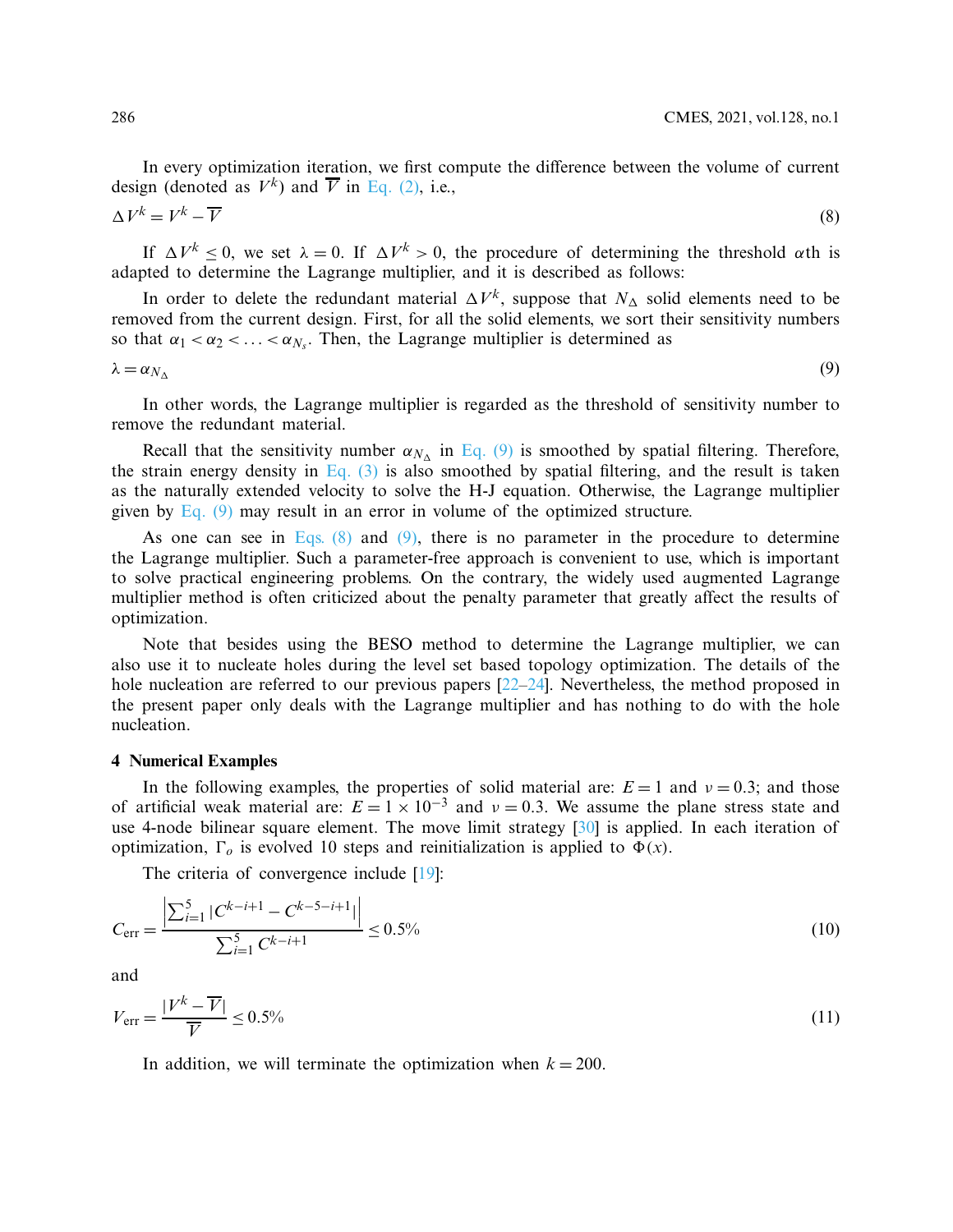In every optimization iteration, we first compute the difference between the volume of current design (denoted as $V^k$) and $\overline{V}$ in Eq. (2), i.e.,

$$\Delta V^k = V^k - \overline{V} \tag{8}$$

If $\Delta V^k \leq 0$, we set $\lambda = 0$. If $\Delta V^k > 0$, the procedure of determining the threshold $\alpha$th is adapted to determine the Lagrange multiplier, and it is described as follows:

In order to delete the redundant material $\Delta V^k$, suppose that $N_\Delta$ solid elements need to be removed from the current design. First, for all the solid elements, we sort their sensitivity numbers so that $\alpha_1 < \alpha_2 < \ldots < \alpha_{N_s}$. Then, the Lagrange multiplier is determined as

$$\lambda = \alpha_{N_\Delta} \tag{9}$$

In other words, the Lagrange multiplier is regarded as the threshold of sensitivity number to remove the redundant material.

Recall that the sensitivity number $\alpha_{N_\Delta}$ in Eq. (9) is smoothed by spatial filtering. Therefore, the strain energy density in Eq. (3) is also smoothed by spatial filtering, and the result is taken as the naturally extended velocity to solve the H-J equation. Otherwise, the Lagrange multiplier given by Eq. (9) may result in an error in volume of the optimized structure.

As one can see in Eqs. (8) and (9), there is no parameter in the procedure to determine the Lagrange multiplier. Such a parameter-free approach is convenient to use, which is important to solve practical engineering problems. On the contrary, the widely used augmented Lagrange multiplier method is often criticized about the penalty parameter that greatly affect the results of optimization.

Note that besides using the BESO method to determine the Lagrange multiplier, we can also use it to nucleate holes during the level set based topology optimization. The details of the hole nucleation are referred to our previous papers [22–24]. Nevertheless, the method proposed in the present paper only deals with the Lagrange multiplier and has nothing to do with the hole nucleation.

## 4 Numerical Examples

In the following examples, the properties of solid material are: $E = 1$ and $\nu = 0.3$; and those of artificial weak material are: $E = 1 \times 10^{-3}$ and $\nu = 0.3$. We assume the plane stress state and use 4-node bilinear square element. The move limit strategy [30] is applied. In each iteration of optimization, $\Gamma_o$ is evolved 10 steps and reinitialization is applied to $\Phi(x)$.

The criteria of convergence include [19]:

$$C_{\text{err}} = \frac{\left|\sum_{i=1}^{5} |C^{k-i+1} - C^{k-5-i+1}|\right|}{\sum_{i=1}^{5} C^{k-i+1}} \leq 0.5\% \tag{10}$$

and

$$V_{\text{err}} = \frac{|V^k - \overline{V}|}{\overline{V}} \leq 0.5\% \tag{11}$$

In addition, we will terminate the optimization when $k = 200$.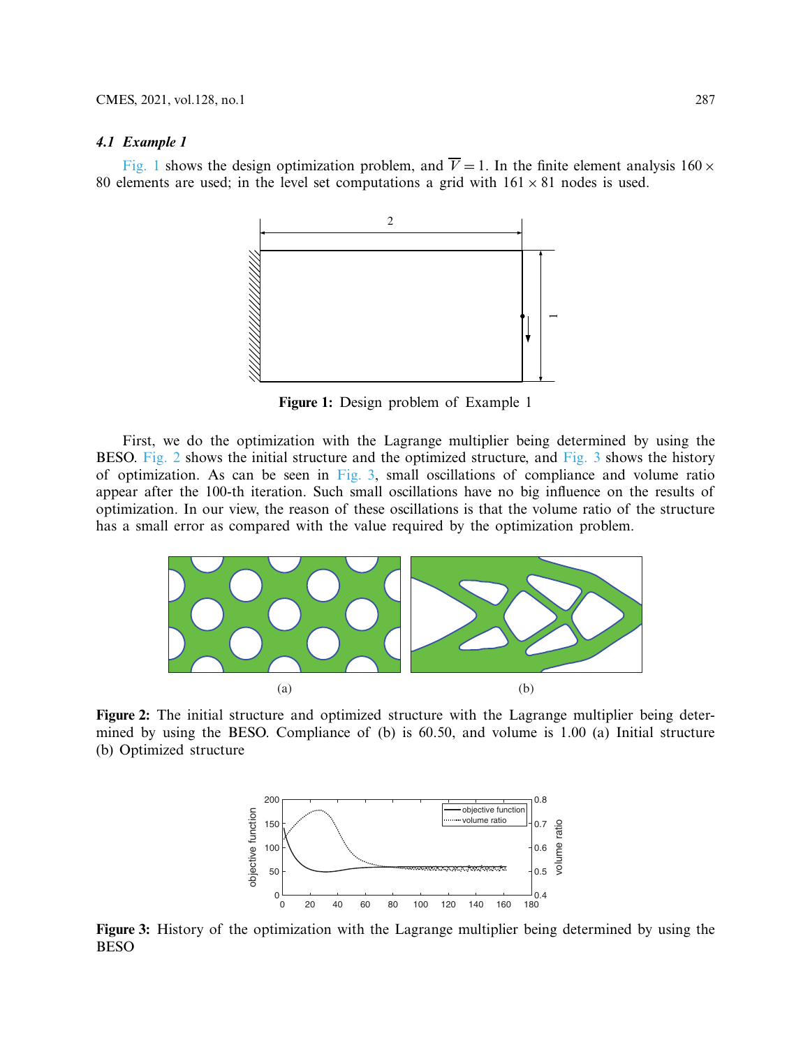### 4.1 Example 1

Fig. 1 shows the design optimization problem, and $\overline{V} = 1$. In the finite element analysis $160 \times 80$ elements are used; in the level set computations a grid with $161 \times 81$ nodes is used.

**Figure 1:** Design problem of Example 1

First, we do the optimization with the Lagrange multiplier being determined by using the BESO. Fig. 2 shows the initial structure and the optimized structure, and Fig. 3 shows the history of optimization. As can be seen in Fig. 3, small oscillations of compliance and volume ratio appear after the 100-th iteration. Such small oscillations have no big influence on the results of optimization. In our view, the reason of these oscillations is that the volume ratio of the structure has a small error as compared with the value required by the optimization problem.

(a) (b)

**Figure 2:** The initial structure and optimized structure with the Lagrange multiplier being determined by using the BESO. Compliance of (b) is 60.50, and volume is 1.00 (a) Initial structure (b) Optimized structure

**Figure 3:** History of the optimization with the Lagrange multiplier being determined by using the BESO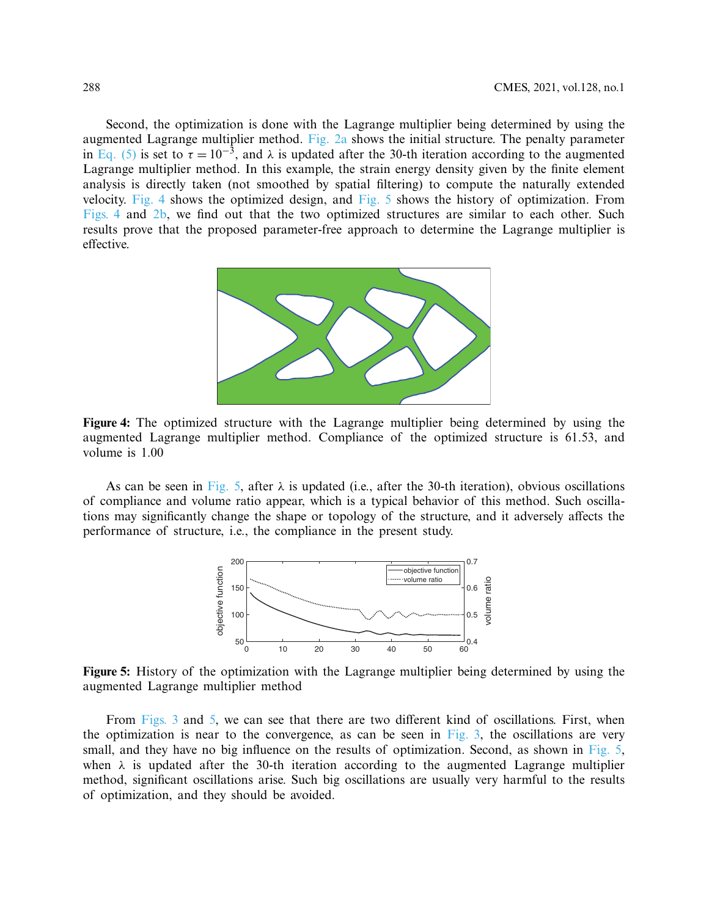Second, the optimization is done with the Lagrange multiplier being determined by using the augmented Lagrange multiplier method. Fig. 2a shows the initial structure. The penalty parameter in Eq. (5) is set to $\tau = 10^{-3}$, and $\lambda$ is updated after the 30-th iteration according to the augmented Lagrange multiplier method. In this example, the strain energy density given by the finite element analysis is directly taken (not smoothed by spatial filtering) to compute the naturally extended velocity. Fig. 4 shows the optimized design, and Fig. 5 shows the history of optimization. From Figs. 4 and 2b, we find out that the two optimized structures are similar to each other. Such results prove that the proposed parameter-free approach to determine the Lagrange multiplier is effective.

**Figure 4:** The optimized structure with the Lagrange multiplier being determined by using the augmented Lagrange multiplier method. Compliance of the optimized structure is 61.53, and volume is 1.00

As can be seen in Fig. 5, after $\lambda$ is updated (i.e., after the 30-th iteration), obvious oscillations of compliance and volume ratio appear, which is a typical behavior of this method. Such oscillations may significantly change the shape or topology of the structure, and it adversely affects the performance of structure, i.e., the compliance in the present study.

**Figure 5:** History of the optimization with the Lagrange multiplier being determined by using the augmented Lagrange multiplier method

From Figs. 3 and 5, we can see that there are two different kind of oscillations. First, when the optimization is near to the convergence, as can be seen in Fig. 3, the oscillations are very small, and they have no big influence on the results of optimization. Second, as shown in Fig. 5, when $\lambda$ is updated after the 30-th iteration according to the augmented Lagrange multiplier method, significant oscillations arise. Such big oscillations are usually very harmful to the results of optimization, and they should be avoided.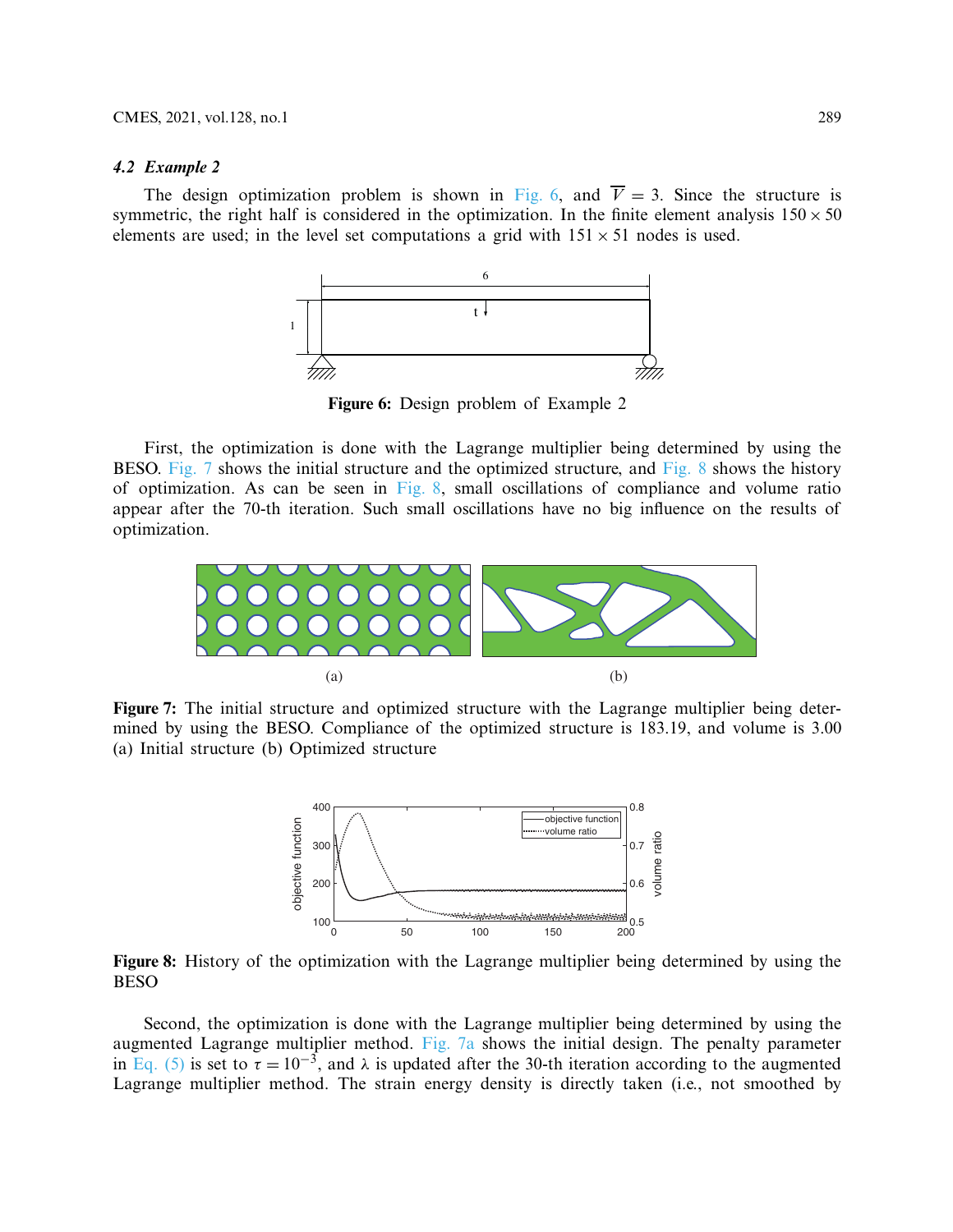### 4.2 Example 2

The design optimization problem is shown in Fig. 6, and $\overline{V} = 3$. Since the structure is symmetric, the right half is considered in the optimization. In the finite element analysis $150 \times 50$ elements are used; in the level set computations a grid with $151 \times 51$ nodes is used.

**Figure 6:** Design problem of Example 2

First, the optimization is done with the Lagrange multiplier being determined by using the BESO. Fig. 7 shows the initial structure and the optimized structure, and Fig. 8 shows the history of optimization. As can be seen in Fig. 8, small oscillations of compliance and volume ratio appear after the 70-th iteration. Such small oscillations have no big influence on the results of optimization.

**Figure 7:** The initial structure and optimized structure with the Lagrange multiplier being determined by using the BESO. Compliance of the optimized structure is 183.19, and volume is 3.00 (a) Initial structure (b) Optimized structure

**Figure 8:** History of the optimization with the Lagrange multiplier being determined by using the BESO

Second, the optimization is done with the Lagrange multiplier being determined by using the augmented Lagrange multiplier method. Fig. 7a shows the initial design. The penalty parameter in Eq. (5) is set to $\tau = 10^{-3}$, and $\lambda$ is updated after the 30-th iteration according to the augmented Lagrange multiplier method. The strain energy density is directly taken (i.e., not smoothed by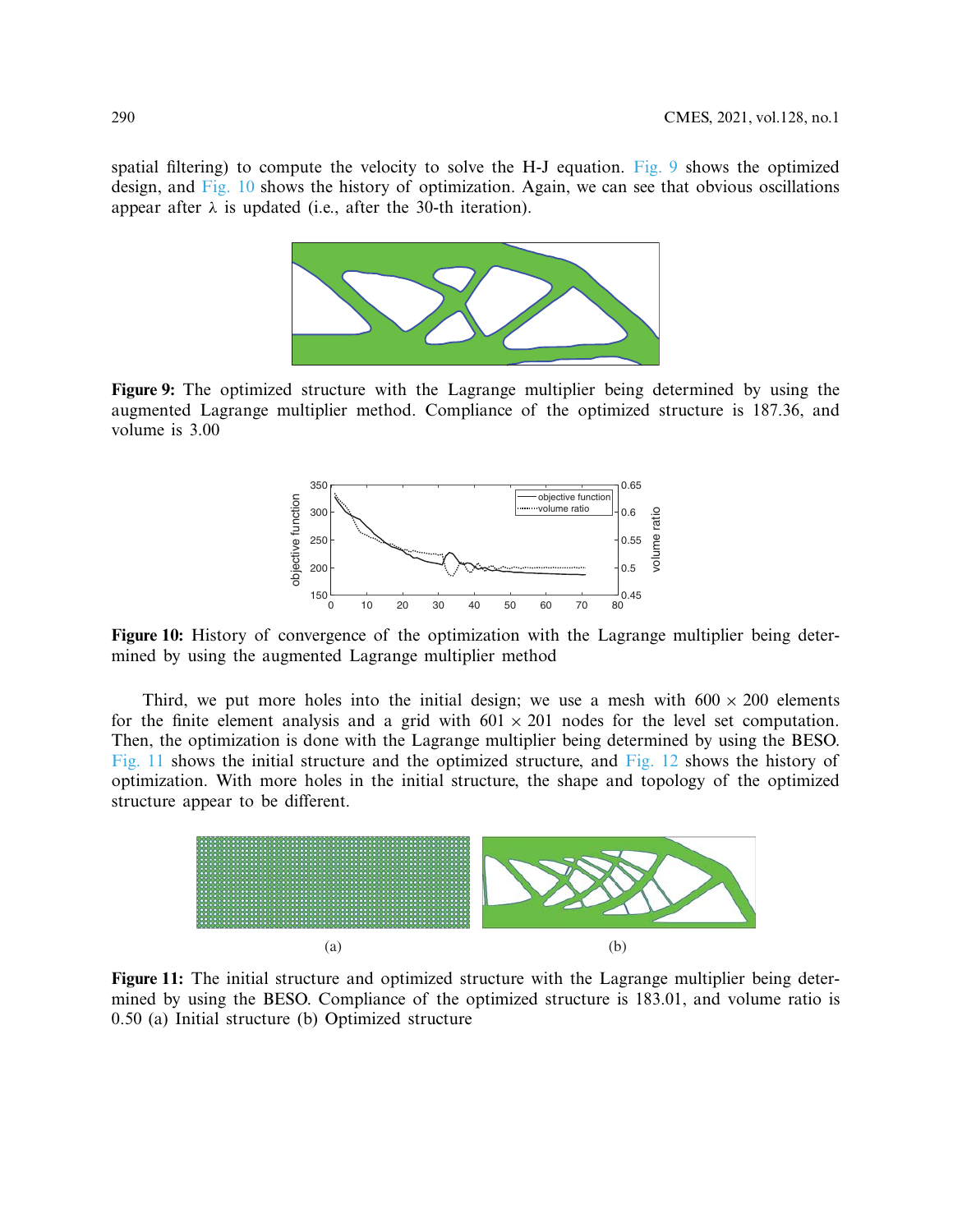spatial filtering) to compute the velocity to solve the H-J equation. Fig. 9 shows the optimized design, and Fig. 10 shows the history of optimization. Again, we can see that obvious oscillations appear after $\lambda$ is updated (i.e., after the 30-th iteration).

**Figure 9:** The optimized structure with the Lagrange multiplier being determined by using the augmented Lagrange multiplier method. Compliance of the optimized structure is 187.36, and volume is 3.00

**Figure 10:** History of convergence of the optimization with the Lagrange multiplier being determined by using the augmented Lagrange multiplier method

Third, we put more holes into the initial design; we use a mesh with $600 \times 200$ elements for the finite element analysis and a grid with $601 \times 201$ nodes for the level set computation. Then, the optimization is done with the Lagrange multiplier being determined by using the BESO. Fig. 11 shows the initial structure and the optimized structure, and Fig. 12 shows the history of optimization. With more holes in the initial structure, the shape and topology of the optimized structure appear to be different.

**Figure 11:** The initial structure and optimized structure with the Lagrange multiplier being determined by using the BESO. Compliance of the optimized structure is 183.01, and volume ratio is 0.50 (a) Initial structure (b) Optimized structure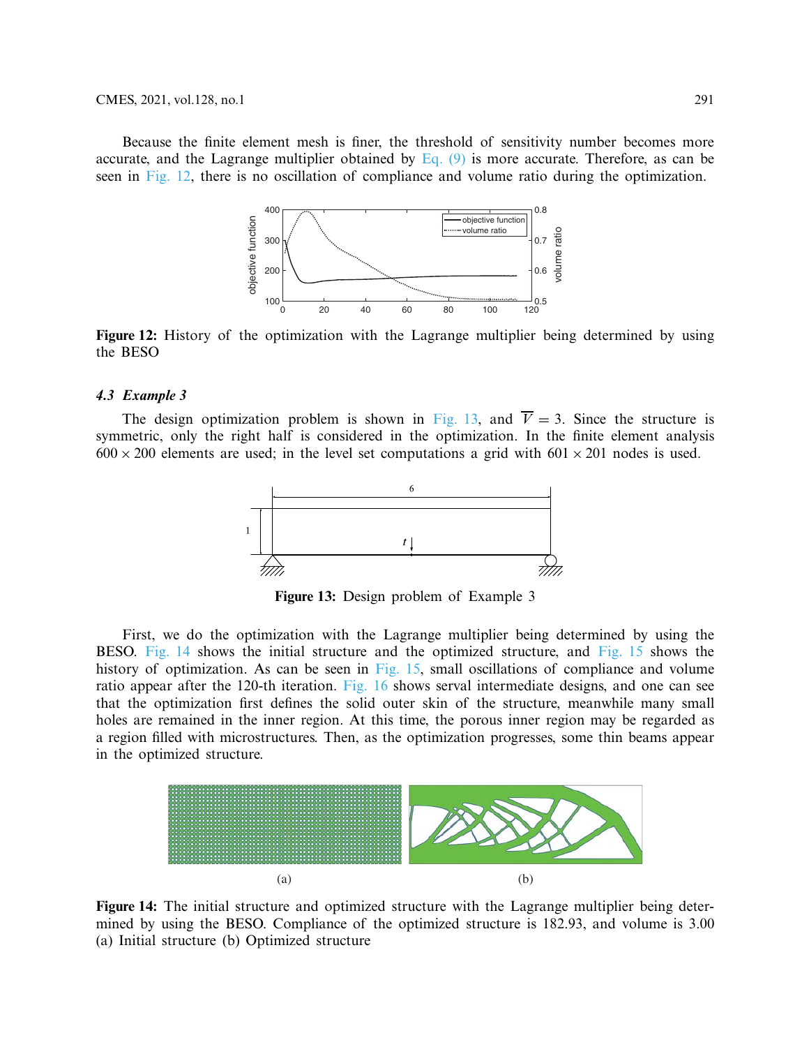Because the finite element mesh is finer, the threshold of sensitivity number becomes more accurate, and the Lagrange multiplier obtained by Eq. (9) is more accurate. Therefore, as can be seen in Fig. 12, there is no oscillation of compliance and volume ratio during the optimization.

**Figure 12:** History of the optimization with the Lagrange multiplier being determined by using the BESO

### *4.3 Example 3*

The design optimization problem is shown in Fig. 13, and $\overline{V} = 3$. Since the structure is symmetric, only the right half is considered in the optimization. In the finite element analysis $600 \times 200$ elements are used; in the level set computations a grid with $601 \times 201$ nodes is used.

**Figure 13:** Design problem of Example 3

First, we do the optimization with the Lagrange multiplier being determined by using the BESO. Fig. 14 shows the initial structure and the optimized structure, and Fig. 15 shows the history of optimization. As can be seen in Fig. 15, small oscillations of compliance and volume ratio appear after the 120-th iteration. Fig. 16 shows serval intermediate designs, and one can see that the optimization first defines the solid outer skin of the structure, meanwhile many small holes are remained in the inner region. At this time, the porous inner region may be regarded as a region filled with microstructures. Then, as the optimization progresses, some thin beams appear in the optimized structure.

**Figure 14:** The initial structure and optimized structure with the Lagrange multiplier being determined by using the BESO. Compliance of the optimized structure is 182.93, and volume is 3.00 (a) Initial structure (b) Optimized structure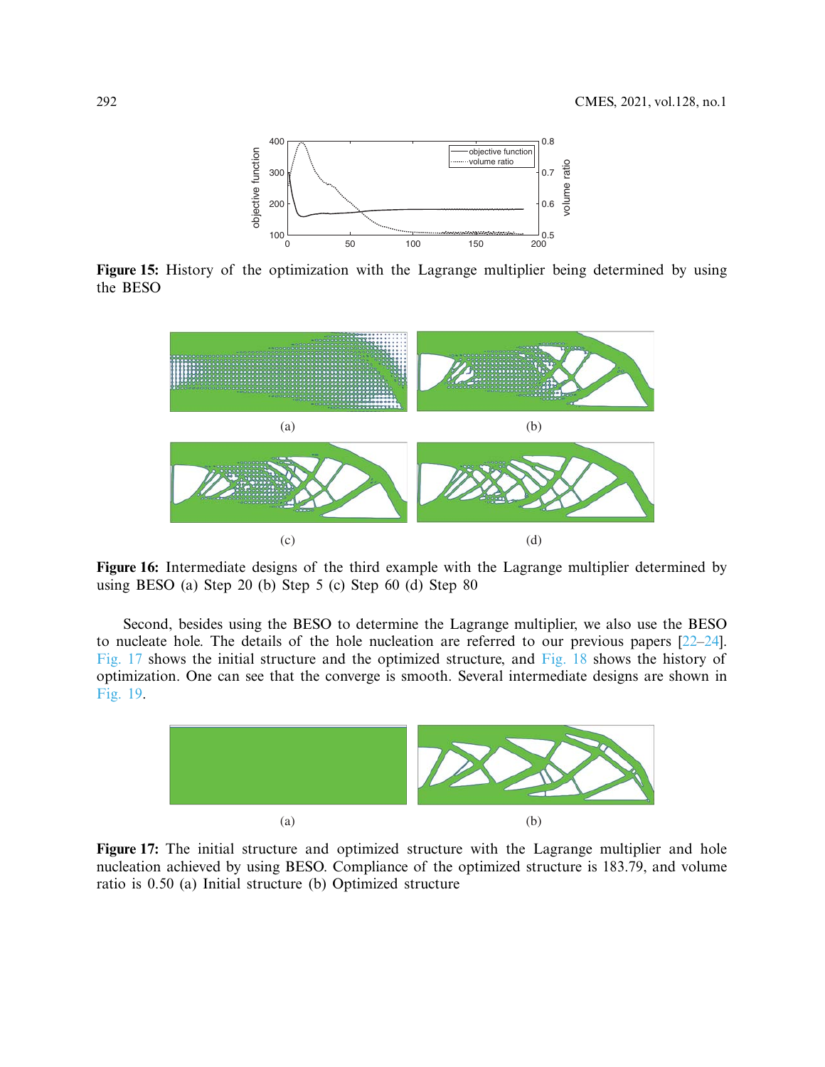Figure 15: History of the optimization with the Lagrange multiplier being determined by using the BESO

Figure 16: Intermediate designs of the third example with the Lagrange multiplier determined by using BESO (a) Step 20 (b) Step 5 (c) Step 60 (d) Step 80

Second, besides using the BESO to determine the Lagrange multiplier, we also use the BESO to nucleate hole. The details of the hole nucleation are referred to our previous papers [22–24]. Fig. 17 shows the initial structure and the optimized structure, and Fig. 18 shows the history of optimization. One can see that the converge is smooth. Several intermediate designs are shown in Fig. 19.

Figure 17: The initial structure and optimized structure with the Lagrange multiplier and hole nucleation achieved by using BESO. Compliance of the optimized structure is 183.79, and volume ratio is 0.50 (a) Initial structure (b) Optimized structure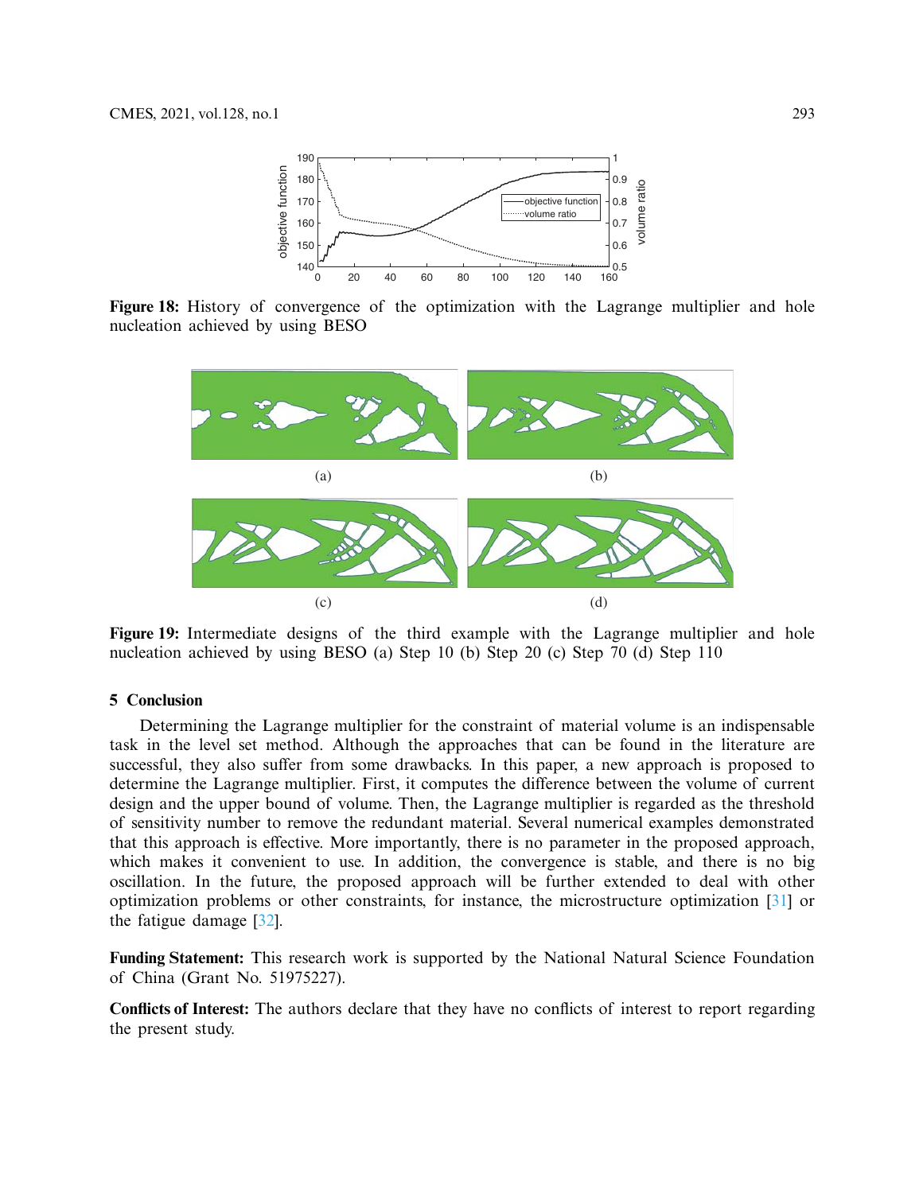Figure 18: History of convergence of the optimization with the Lagrange multiplier and hole nucleation achieved by using BESO

Figure 19: Intermediate designs of the third example with the Lagrange multiplier and hole nucleation achieved by using BESO (a) Step 10 (b) Step 20 (c) Step 70 (d) Step 110

## 5 Conclusion

Determining the Lagrange multiplier for the constraint of material volume is an indispensable task in the level set method. Although the approaches that can be found in the literature are successful, they also suffer from some drawbacks. In this paper, a new approach is proposed to determine the Lagrange multiplier. First, it computes the difference between the volume of current design and the upper bound of volume. Then, the Lagrange multiplier is regarded as the threshold of sensitivity number to remove the redundant material. Several numerical examples demonstrated that this approach is effective. More importantly, there is no parameter in the proposed approach, which makes it convenient to use. In addition, the convergence is stable, and there is no big oscillation. In the future, the proposed approach will be further extended to deal with other optimization problems or other constraints, for instance, the microstructure optimization [31] or the fatigue damage [32].

**Funding Statement:** This research work is supported by the National Natural Science Foundation of China (Grant No. 51975227).

**Conflicts of Interest:** The authors declare that they have no conflicts of interest to report regarding the present study.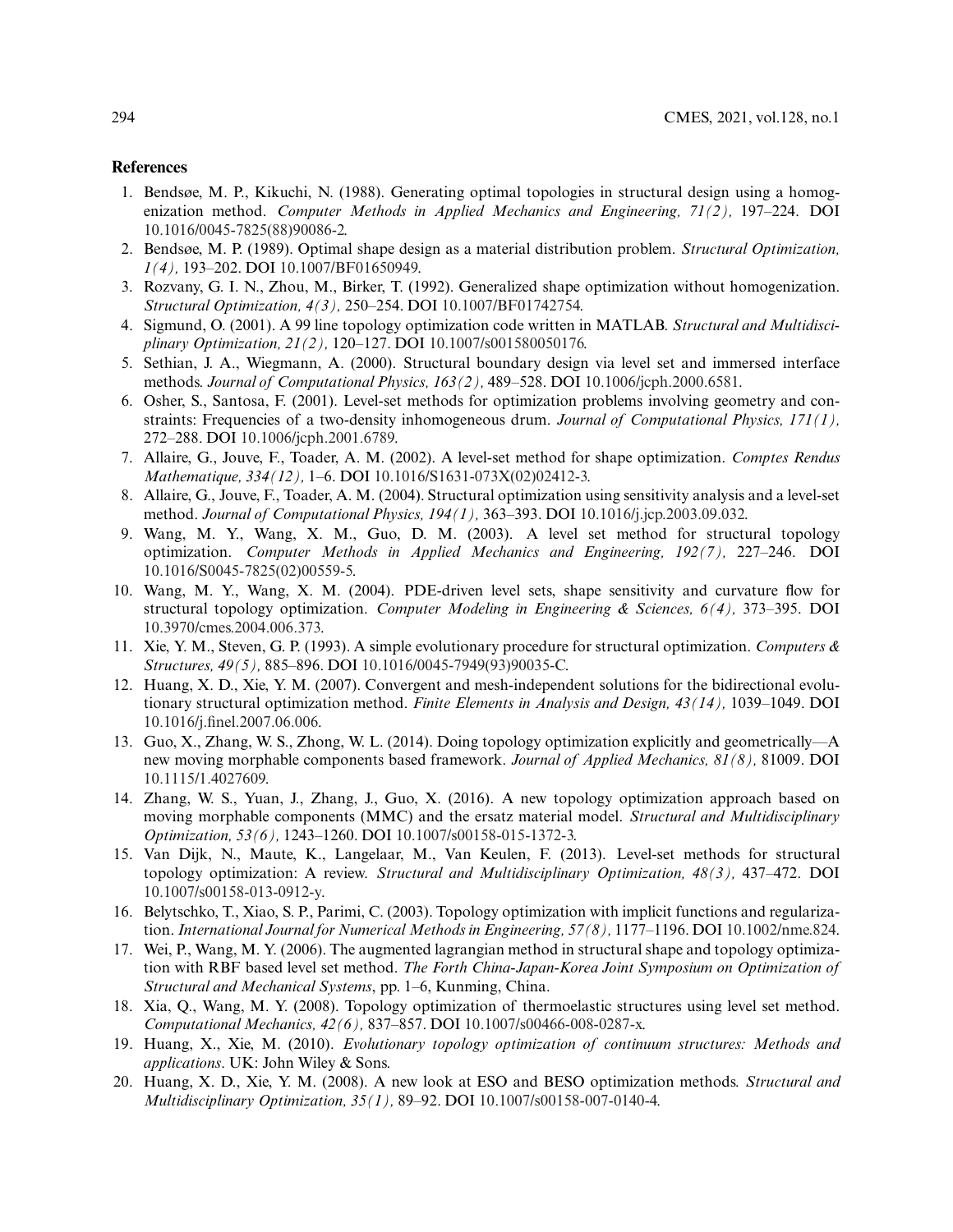## References

1. Bendsøe, M. P., Kikuchi, N. (1988). Generating optimal topologies in structural design using a homogenization method. *Computer Methods in Applied Mechanics and Engineering, 71(2),* 197–224. DOI 10.1016/0045-7825(88)90086-2.
2. Bendsøe, M. P. (1989). Optimal shape design as a material distribution problem. *Structural Optimization, 1(4),* 193–202. DOI 10.1007/BF01650949.
3. Rozvany, G. I. N., Zhou, M., Birker, T. (1992). Generalized shape optimization without homogenization. *Structural Optimization, 4(3),* 250–254. DOI 10.1007/BF01742754.
4. Sigmund, O. (2001). A 99 line topology optimization code written in MATLAB. *Structural and Multidisciplinary Optimization, 21(2),* 120–127. DOI 10.1007/s001580050176.
5. Sethian, J. A., Wiegmann, A. (2000). Structural boundary design via level set and immersed interface methods. *Journal of Computational Physics, 163(2),* 489–528. DOI 10.1006/jcph.2000.6581.
6. Osher, S., Santosa, F. (2001). Level-set methods for optimization problems involving geometry and constraints: Frequencies of a two-density inhomogeneous drum. *Journal of Computational Physics, 171(1),* 272–288. DOI 10.1006/jcph.2001.6789.
7. Allaire, G., Jouve, F., Toader, A. M. (2002). A level-set method for shape optimization. *Comptes Rendus Mathematique, 334(12),* 1–6. DOI 10.1016/S1631-073X(02)02412-3.
8. Allaire, G., Jouve, F., Toader, A. M. (2004). Structural optimization using sensitivity analysis and a level-set method. *Journal of Computational Physics, 194(1),* 363–393. DOI 10.1016/j.jcp.2003.09.032.
9. Wang, M. Y., Wang, X. M., Guo, D. M. (2003). A level set method for structural topology optimization. *Computer Methods in Applied Mechanics and Engineering, 192(7),* 227–246. DOI 10.1016/S0045-7825(02)00559-5.
10. Wang, M. Y., Wang, X. M. (2004). PDE-driven level sets, shape sensitivity and curvature flow for structural topology optimization. *Computer Modeling in Engineering & Sciences, 6(4),* 373–395. DOI 10.3970/cmes.2004.006.373.
11. Xie, Y. M., Steven, G. P. (1993). A simple evolutionary procedure for structural optimization. *Computers & Structures, 49(5),* 885–896. DOI 10.1016/0045-7949(93)90035-C.
12. Huang, X. D., Xie, Y. M. (2007). Convergent and mesh-independent solutions for the bidirectional evolutionary structural optimization method. *Finite Elements in Analysis and Design, 43(14),* 1039–1049. DOI 10.1016/j.finel.2007.06.006.
13. Guo, X., Zhang, W. S., Zhong, W. L. (2014). Doing topology optimization explicitly and geometrically—A new moving morphable components based framework. *Journal of Applied Mechanics, 81(8),* 81009. DOI 10.1115/1.4027609.
14. Zhang, W. S., Yuan, J., Zhang, J., Guo, X. (2016). A new topology optimization approach based on moving morphable components (MMC) and the ersatz material model. *Structural and Multidisciplinary Optimization, 53(6),* 1243–1260. DOI 10.1007/s00158-015-1372-3.
15. Van Dijk, N., Maute, K., Langelaar, M., Van Keulen, F. (2013). Level-set methods for structural topology optimization: A review. *Structural and Multidisciplinary Optimization, 48(3),* 437–472. DOI 10.1007/s00158-013-0912-y.
16. Belytschko, T., Xiao, S. P., Parimi, C. (2003). Topology optimization with implicit functions and regularization. *International Journal for Numerical Methods in Engineering, 57(8),* 1177–1196. DOI 10.1002/nme.824.
17. Wei, P., Wang, M. Y. (2006). The augmented lagrangian method in structural shape and topology optimization with RBF based level set method. *The Forth China-Japan-Korea Joint Symposium on Optimization of Structural and Mechanical Systems*, pp. 1–6, Kunming, China.
18. Xia, Q., Wang, M. Y. (2008). Topology optimization of thermoelastic structures using level set method. *Computational Mechanics, 42(6),* 837–857. DOI 10.1007/s00466-008-0287-x.
19. Huang, X., Xie, M. (2010). *Evolutionary topology optimization of continuum structures: Methods and applications*. UK: John Wiley & Sons.
20. Huang, X. D., Xie, Y. M. (2008). A new look at ESO and BESO optimization methods. *Structural and Multidisciplinary Optimization, 35(1),* 89–92. DOI 10.1007/s00158-007-0140-4.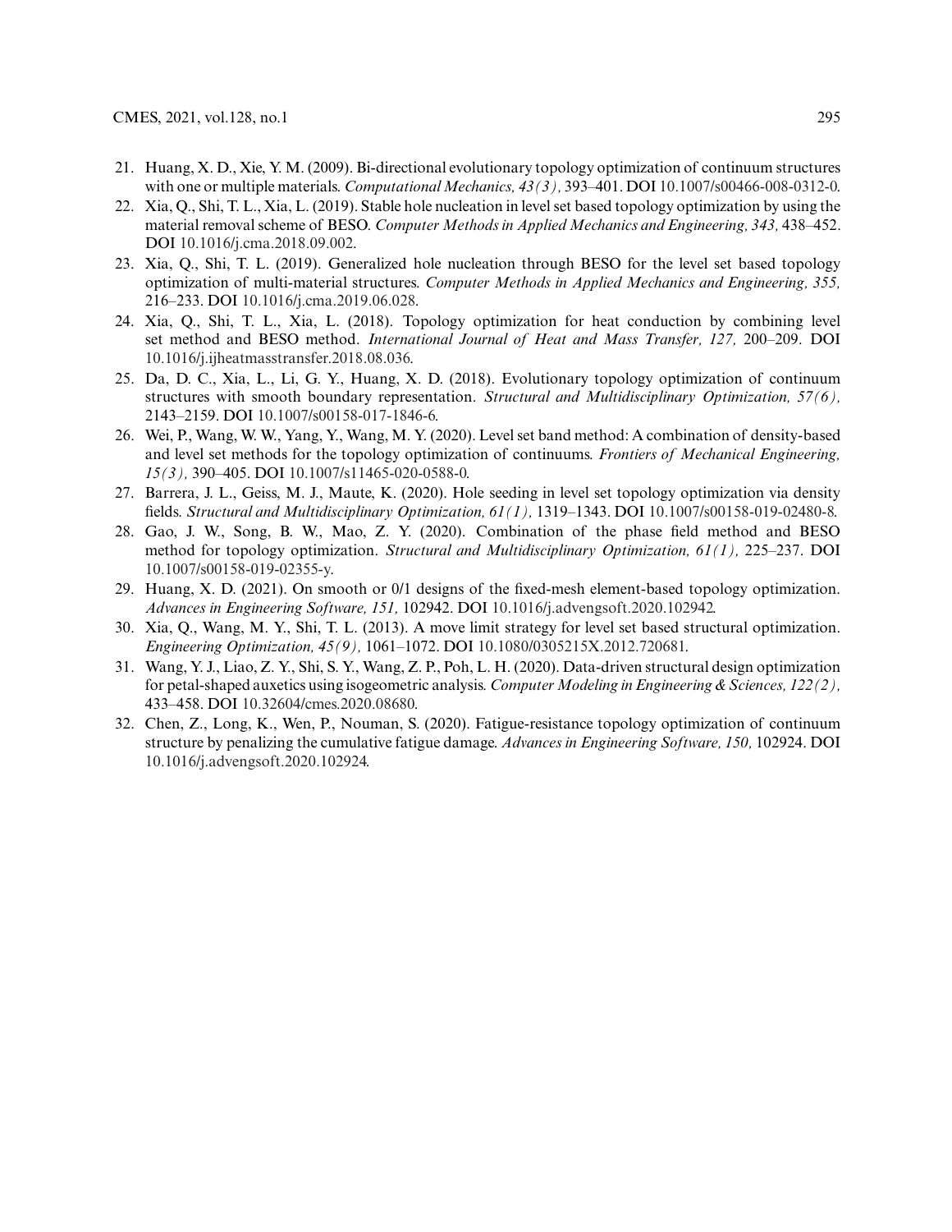21. Huang, X. D., Xie, Y. M. (2009). Bi-directional evolutionary topology optimization of continuum structures with one or multiple materials. *Computational Mechanics, 43(3),* 393–401. DOI 10.1007/s00466-008-0312-0.
22. Xia, Q., Shi, T. L., Xia, L. (2019). Stable hole nucleation in level set based topology optimization by using the material removal scheme of BESO. *Computer Methods in Applied Mechanics and Engineering, 343,* 438–452. DOI 10.1016/j.cma.2018.09.002.
23. Xia, Q., Shi, T. L. (2019). Generalized hole nucleation through BESO for the level set based topology optimization of multi-material structures. *Computer Methods in Applied Mechanics and Engineering, 355,* 216–233. DOI 10.1016/j.cma.2019.06.028.
24. Xia, Q., Shi, T. L., Xia, L. (2018). Topology optimization for heat conduction by combining level set method and BESO method. *International Journal of Heat and Mass Transfer, 127,* 200–209. DOI 10.1016/j.ijheatmasstransfer.2018.08.036.
25. Da, D. C., Xia, L., Li, G. Y., Huang, X. D. (2018). Evolutionary topology optimization of continuum structures with smooth boundary representation. *Structural and Multidisciplinary Optimization, 57(6),* 2143–2159. DOI 10.1007/s00158-017-1846-6.
26. Wei, P., Wang, W. W., Yang, Y., Wang, M. Y. (2020). Level set band method: A combination of density-based and level set methods for the topology optimization of continuums. *Frontiers of Mechanical Engineering, 15(3),* 390–405. DOI 10.1007/s11465-020-0588-0.
27. Barrera, J. L., Geiss, M. J., Maute, K. (2020). Hole seeding in level set topology optimization via density fields. *Structural and Multidisciplinary Optimization, 61(1),* 1319–1343. DOI 10.1007/s00158-019-02480-8.
28. Gao, J. W., Song, B. W., Mao, Z. Y. (2020). Combination of the phase field method and BESO method for topology optimization. *Structural and Multidisciplinary Optimization, 61(1),* 225–237. DOI 10.1007/s00158-019-02355-y.
29. Huang, X. D. (2021). On smooth or 0/1 designs of the fixed-mesh element-based topology optimization. *Advances in Engineering Software, 151,* 102942. DOI 10.1016/j.advengsoft.2020.102942.
30. Xia, Q., Wang, M. Y., Shi, T. L. (2013). A move limit strategy for level set based structural optimization. *Engineering Optimization, 45(9),* 1061–1072. DOI 10.1080/0305215X.2012.720681.
31. Wang, Y. J., Liao, Z. Y., Shi, S. Y., Wang, Z. P., Poh, L. H. (2020). Data-driven structural design optimization for petal-shaped auxetics using isogeometric analysis. *Computer Modeling in Engineering & Sciences, 122(2),* 433–458. DOI 10.32604/cmes.2020.08680.
32. Chen, Z., Long, K., Wen, P., Nouman, S. (2020). Fatigue-resistance topology optimization of continuum structure by penalizing the cumulative fatigue damage. *Advances in Engineering Software, 150,* 102924. DOI 10.1016/j.advengsoft.2020.102924.